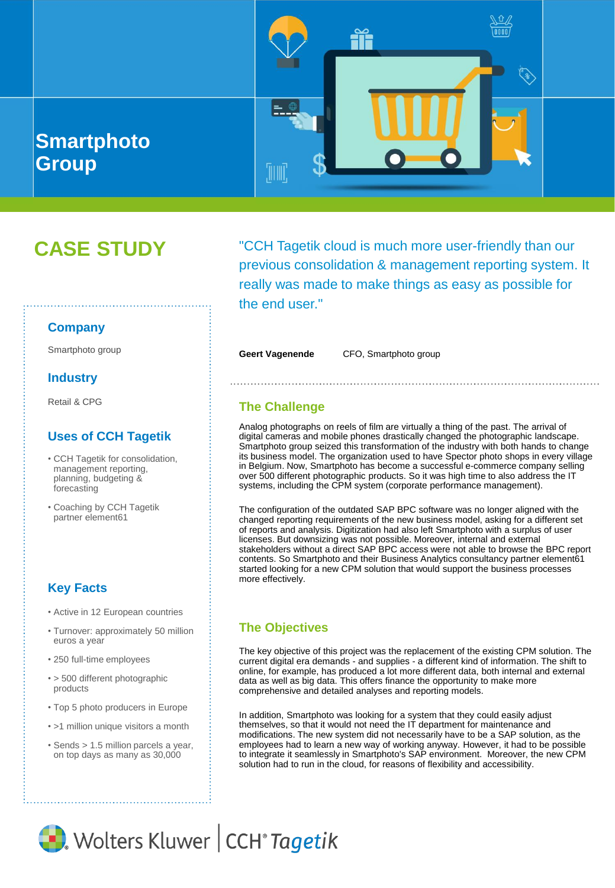# Smartphoto Group

## CASE STUDY

"CCH Tagetik cloud is much more user-friendly than our previous consolidation & management reporting system. It really was made to make things as easy as possible for the end user."

**Geert Vagenende** CFO, Smartphoto group

### Company

Smartphoto group

### Industry

Retail & CPG

### Uses of CCH Tagetik

- CCH Tagetik for consolidation, management reporting, planning, budgeting & forecasting
- Coaching by CCH Tagetik partner element61

### Key Facts

- Active in 12 European countries
- Turnover: approximately 50 million euros a year
- 250 full-time employees
- > 500 different photographic products
- Top 5 photo producers in Europe
- >1 million unique visitors a month
- Sends > 1.5 million parcels a year, on top days as many as 30,000

### The Challenge

Analog photographs on reels of film are virtually a thing of the past. The arrival of digital cameras and mobile phones drastically changed the photographic landscape. Smartphoto group seized this transformation of the industry with both hands to change its business model. The organization used to have Spector photo shops in every village in Belgium. Now, Smartphoto has become a successful e-commerce company selling over 500 different photographic products. So it was high time to also address the IT systems, including the CPM system (corporate performance management).

The configuration of the outdated SAP BPC software was no longer aligned with the changed reporting requirements of the new business model, asking for a different set of reports and analysis. Digitization had also left Smartphoto with a surplus of user licenses. But downsizing was not possible. Moreover, internal and external stakeholders without a direct SAP BPC access were not able to browse the BPC report contents. So Smartphoto and their Business Analytics consultancy partner element61 started looking for a new CPM solution that would support the business processes more effectively.

### The Objectives

The key objective of this project was the replacement of the existing CPM solution. The current digital era demands - and supplies - a different kind of information. The shift to online, for example, has produced a lot more different data, both internal and external data as well as big data. This offers finance the opportunity to make more comprehensive and detailed analyses and reporting models.

In addition, Smartphoto was looking for a system that they could easily adjust themselves, so that it would not need the IT department for maintenance and modifications. The new system did not necessarily have to be a SAP solution, as the employees had to learn a new way of working anyway. However, it had to be possible to integrate it seamlessly in Smartphoto's SAP environment. Moreover, the new CPM solution had to run in the cloud, for reasons of flexibility and accessibility.

Wolters Kluwer | CCH® Tagetik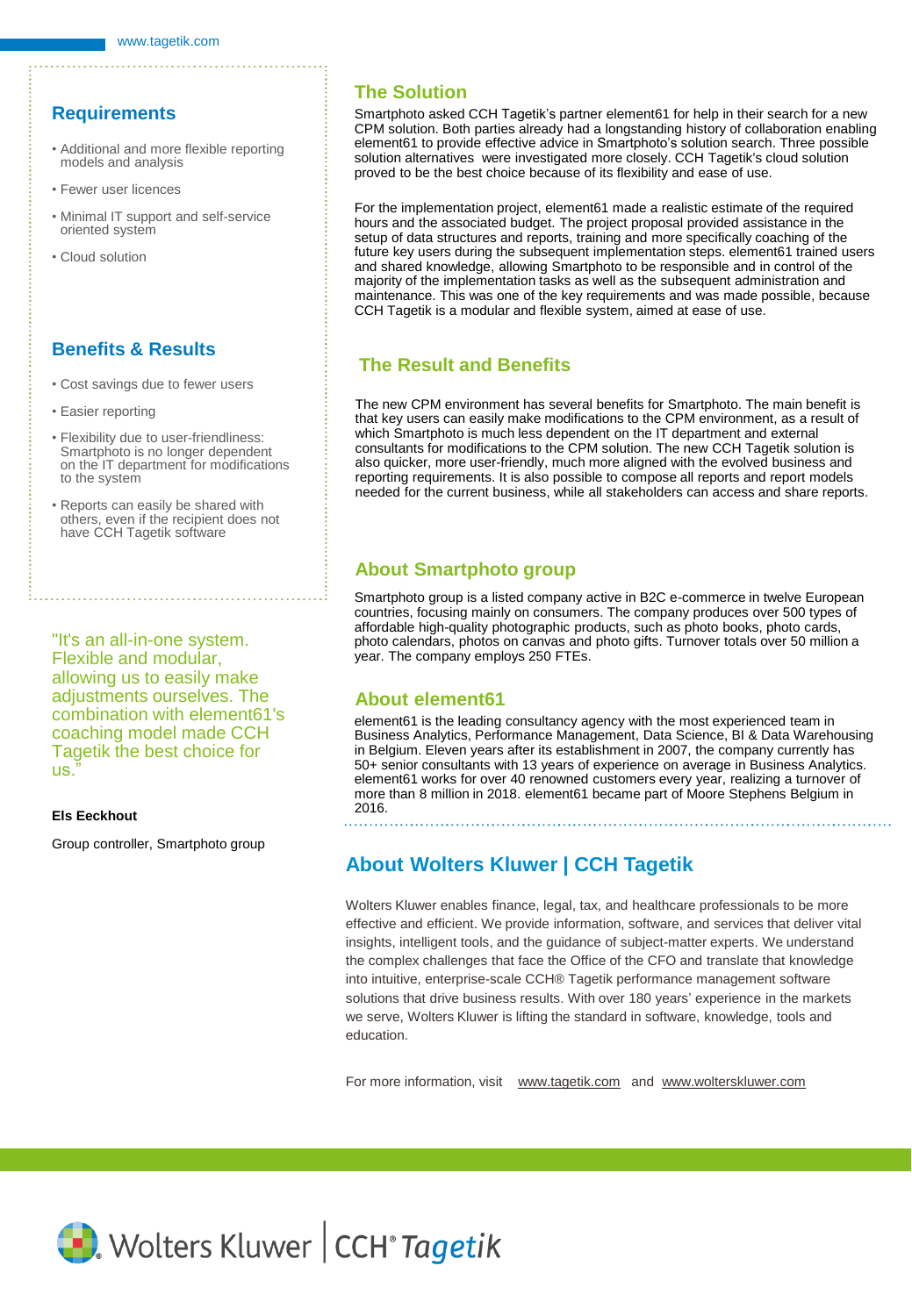## Requirements

- Additional and more flexible reporting models and analysis
- Fewer user licences
- Minimal IT support and self-service oriented system
- Cloud solution

## Benefits & Results

- Cost savings due to fewer users
- Easier reporting
- Flexibility due to user-friendliness: Smartphoto is no longer dependent on the IT department for modifications to the system
- Reports can easily be shared with others, even if the recipient does not have CCH Tagetik software

"It's an all-in-one system. Flexible and modular, allowing us to easily make adjustments ourselves. The combination with element61's coaching model made CCH Tagetik the best choice for us."

**Els Eeckhout**

Group controller, Smartphoto group

## The Solution

Smartphoto asked CCH Tagetik's partner element61 for help in their search for a new CPM solution. Both parties already had a longstanding history of collaboration enabling element61 to provide effective advice in Smartphoto's solution search. Three possible solution alternatives were investigated more closely. CCH Tagetik's cloud solution proved to be the best choice because of its flexibility and ease of use.

For the implementation project, element61 made a realistic estimate of the required hours and the associated budget. The project proposal provided assistance in the setup of data structures and reports, training and more specifically coaching of the future key users during the subsequent implementation steps. element61 trained users and shared knowledge, allowing Smartphoto to be responsible and in control of the majority of the implementation tasks as well as the subsequent administration and maintenance. This was one of the key requirements and was made possible, because CCH Tagetik is a modular and flexible system, aimed at ease of use.

## The Result and Benefits

The new CPM environment has several benefits for Smartphoto. The main benefit is that key users can easily make modifications to the CPM environment, as a result of which Smartphoto is much less dependent on the IT department and external consultants for modifications to the CPM solution. The new CCH Tagetik solution is also quicker, more user-friendly, much more aligned with the evolved business and reporting requirements. It is also possible to compose all reports and report models needed for the current business, while all stakeholders can access and share reports.

## About Smartphoto group

Smartphoto group is a listed company active in B2C e-commerce in twelve European countries, focusing mainly on consumers. The company produces over 500 types of affordable high-quality photographic products, such as photo books, photo cards, photo calendars, photos on canvas and photo gifts. Turnover totals over 50 million a year. The company employs 250 FTEs.

## About element61

element61 is the leading consultancy agency with the most experienced team in Business Analytics, Performance Management, Data Science, BI & Data Warehousing in Belgium. Eleven years after its establishment in 2007, the company currently has 50+ senior consultants with 13 years of experience on average in Business Analytics. element61 works for over 40 renowned customers every year, realizing a turnover of more than 8 million in 2018. element61 became part of Moore Stephens Belgium in 2016.

## About Wolters Kluwer | CCH Tagetik

Wolters Kluwer enables finance, legal, tax, and healthcare professionals to be more effective and efficient. We provide information, software, and services that deliver vital insights, intelligent tools, and the guidance of subject-matter experts. We understand the complex challenges that face the Office of the CFO and translate that knowledge into intuitive, enterprise-scale CCH® Tagetik performance management software solutions that drive business results. With over 180 years' experience in the markets we serve, Wolters Kluwer is lifting the standard in software, knowledge, tools and education.

For more information, visit www.tagetik.com and www.wolterskluwer.com

Wolters Kluwer | CCH® Tagetik